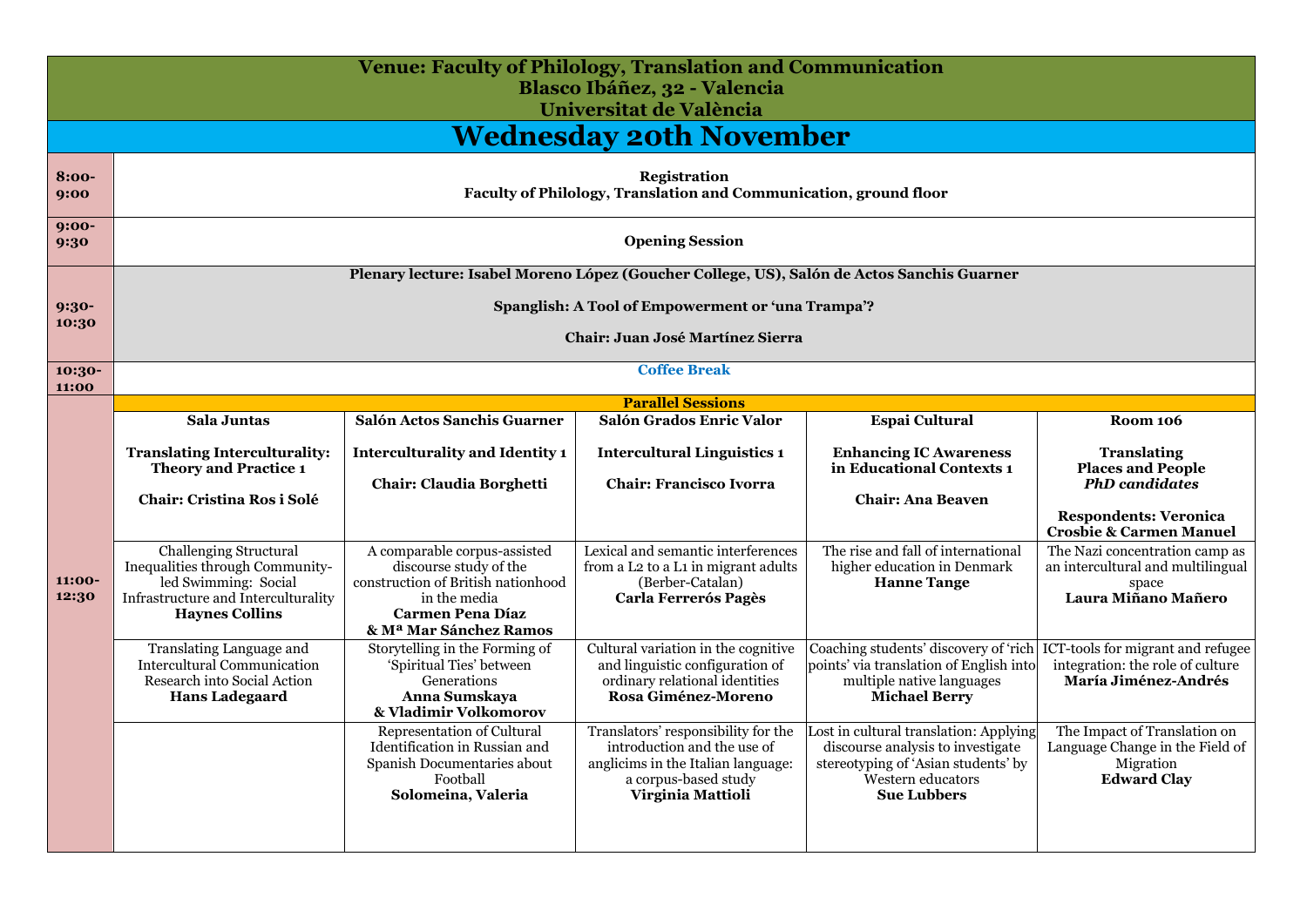**Venue: Faculty of Philology, Translation and Communication**
**Blasco Ibáñez, 32 - Valencia**
**Universitat de València**

# Wednesday 20th November

| | |
|---|---|
| **8:00-9:00** | **Registration** **Faculty of Philology, Translation and Communication, ground floor** |
| **9:00-9:30** | **Opening Session** |
| **9:30-10:30** | **Plenary lecture: Isabel Moreno López (Goucher College, US), Salón de Actos Sanchis Guarner** **Spanglish: A Tool of Empowerment or 'una Trampa'?** **Chair: Juan José Martínez Sierra** |
| **10:30-11:00** | **Coffee Break** |

**11:00-12:30 — Parallel Sessions**

| Sala Juntas | Salón Actos Sanchis Guarner | Salón Grados Enric Valor | Espai Cultural | Room 106 |
|---|---|---|---|---|
| **Translating Interculturality: Theory and Practice 1** **Chair: Cristina Ros i Solé** | **Interculturality and Identity 1** **Chair: Claudia Borghetti** | **Intercultural Linguistics 1** **Chair: Francisco Ivorra** | **Enhancing IC Awareness in Educational Contexts 1** **Chair: Ana Beaven** | **Translating Places and People** ***PhD candidates*** **Respondents: Veronica Crosbie & Carmen Manuel** |
| Challenging Structural Inequalities through Community-led Swimming: Social Infrastructure and Interculturality **Haynes Collins** | A comparable corpus-assisted discourse study of the construction of British nationhood in the media **Carmen Pena Díaz & Mª Mar Sánchez Ramos** | Lexical and semantic interferences from a L2 to a L1 in migrant adults (Berber-Catalan) **Carla Ferrerós Pagès** | The rise and fall of international higher education in Denmark **Hanne Tange** | The Nazi concentration camp as an intercultural and multilingual space **Laura Miñano Mañero** |
| Translating Language and Intercultural Communication Research into Social Action **Hans Ladegaard** | Storytelling in the Forming of 'Spiritual Ties' between Generations **Anna Sumskaya & Vladimir Volkomorov** | Cultural variation in the cognitive and linguistic configuration of ordinary relational identities **Rosa Giménez-Moreno** | Coaching students' discovery of 'rich points' via translation of English into multiple native languages **Michael Berry** | ICT-tools for migrant and refugee integration: the role of culture **María Jiménez-Andrés** |
| | Representation of Cultural Identification in Russian and Spanish Documentaries about Football **Solomeina, Valeria** | Translators' responsibility for the introduction and the use of anglicims in the Italian language: a corpus-based study **Virginia Mattioli** | Lost in cultural translation: Applying discourse analysis to investigate stereotyping of 'Asian students' by Western educators **Sue Lubbers** | The Impact of Translation on Language Change in the Field of Migration **Edward Clay** |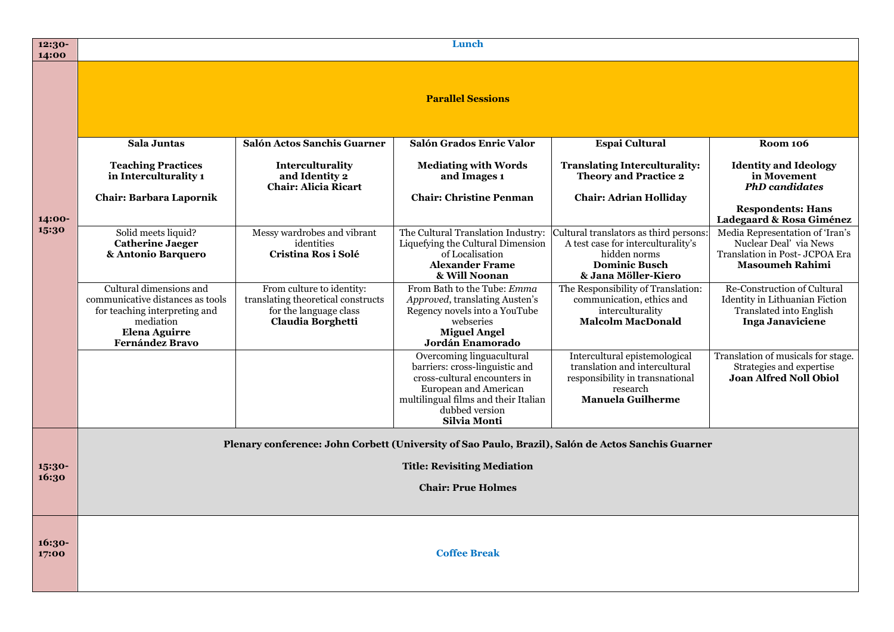| Time | Sala Juntas | Salón Actos Sanchis Guarner | Salón Grados Enric Valor | Espai Cultural | Room 106 |
|---|---|---|---|---|---|
| 12:30-14:00 | **Lunch** | | | | |
| 14:00-15:30 | **Parallel Sessions** | | | | |
| | **Sala Juntas**<br><br>**Teaching Practices in Interculturality 1**<br><br>**Chair: Barbara Lapornik** | **Salón Actos Sanchis Guarner**<br><br>**Interculturality and Identity 2**<br>**Chair: Alicia Ricart** | **Salón Grados Enric Valor**<br><br>**Mediating with Words and Images 1**<br><br>**Chair: Christine Penman** | **Espai Cultural**<br><br>**Translating Interculturality: Theory and Practice 2**<br><br>**Chair: Adrian Holliday** | **Room 106**<br><br>**Identity and Ideology in Movement**<br>***PhD candidates***<br><br>**Respondents: Hans Ladegaard & Rosa Giménez** |
| | Solid meets liquid?<br>**Catherine Jaeger & Antonio Barquero** | Messy wardrobes and vibrant identities<br>**Cristina Ros i Solé** | The Cultural Translation Industry: Liquefying the Cultural Dimension of Localisation<br>**Alexander Frame & Will Noonan** | Cultural translators as third persons: A test case for interculturality's hidden norms<br>**Dominic Busch & Jana Möller-Kiero** | Media Representation of 'Iran's Nuclear Deal' via News Translation in Post- JCPOA Era<br>**Masoumeh Rahimi** |
| | Cultural dimensions and communicative distances as tools for teaching interpreting and mediation<br>**Elena Aguirre Fernández Bravo** | From culture to identity: translating theoretical constructs for the language class<br>**Claudia Borghetti** | From Bath to the Tube: *Emma Approved*, translating Austen's Regency novels into a YouTube webseries<br>**Miguel Angel Jordán Enamorado** | The Responsibility of Translation: communication, ethics and interculturality<br>**Malcolm MacDonald** | Re-Construction of Cultural Identity in Lithuanian Fiction Translated into English<br>**Inga Janaviciene** |
| | | | Overcoming linguacultural barriers: cross-linguistic and cross-cultural encounters in European and American multilingual films and their Italian dubbed version<br>**Silvia Monti** | Intercultural epistemological translation and intercultural responsibility in transnational research<br>**Manuela Guilherme** | Translation of musicals for stage. Strategies and expertise<br>**Joan Alfred Noll Obiol** |
| 15:30-16:30 | **Plenary conference: John Corbett (University of Sao Paulo, Brazil), Salón de Actos Sanchis Guarner**<br><br>**Title: Revisiting Mediation**<br><br>**Chair: Prue Holmes** | | | | |
| 16:30-17:00 | **Coffee Break** | | | | |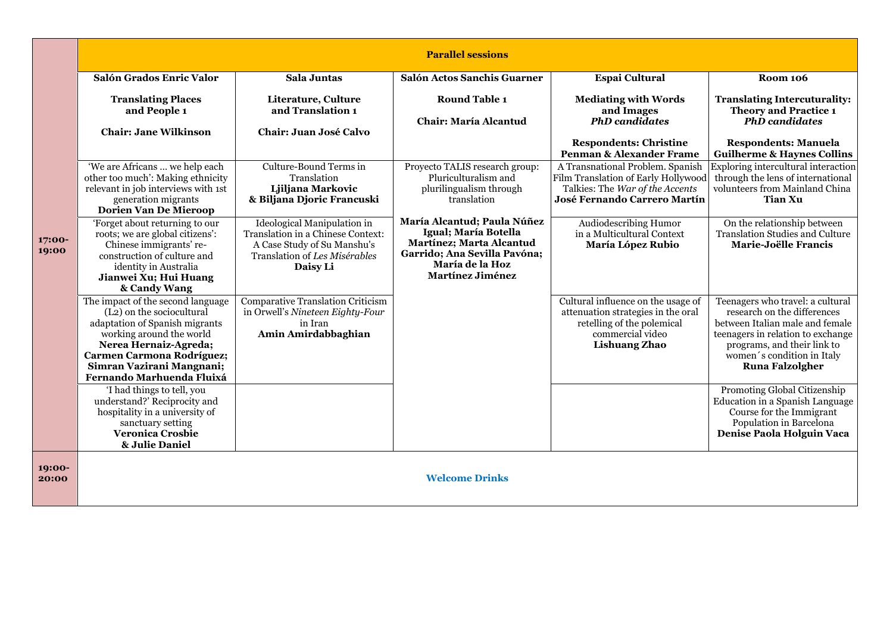| | Parallel sessions | | | | |
|---|---|---|---|---|---|
| | **Salón Grados Enric Valor**<br><br>**Translating Places and People 1**<br><br>**Chair: Jane Wilkinson** | **Sala Juntas**<br><br>**Literature, Culture and Translation 1**<br><br>**Chair: Juan José Calvo** | **Salón Actos Sanchis Guarner**<br><br>**Round Table 1**<br><br>**Chair: María Alcantud** | **Espai Cultural**<br><br>**Mediating with Words and Images**<br>***PhD candidates***<br><br>**Respondents: Christine Penman & Alexander Frame** | **Room 106**<br><br>**Translating Intercuturality: Theory and Practice 1**<br>***PhD candidates***<br><br>**Respondents: Manuela Guilherme & Haynes Collins** |
| **17:00-19:00** | 'We are Africans … we help each other too much': Making ethnicity relevant in job interviews with 1st generation migrants<br>**Dorien Van De Mieroop** | Culture-Bound Terms in Translation<br>**Ljiljana Markovic & Biljana Djoric Francuski** | Proyecto TALIS research group: Pluriculturalism and plurilingualism through translation<br><br>**María Alcantud; Paula Núñez Igual; María Botella Martínez; Marta Alcantud Garrido; Ana Sevilla Pavóna; María de la Hoz Martínez Jiménez** | A Transnational Problem. Spanish Film Translation of Early Hollywood Talkies: The *War of the Accents*<br>**José Fernando Carrero Martín** | Exploring intercultural interaction through the lens of international volunteers from Mainland China<br>**Tian Xu** |
| | 'Forget about returning to our roots; we are global citizens': Chinese immigrants' re-construction of culture and identity in Australia<br>**Jianwei Xu; Hui Huang & Candy Wang** | Ideological Manipulation in Translation in a Chinese Context: A Case Study of Su Manshu's Translation of *Les Misérables*<br>**Daisy Li** | | Audiodescribing Humor in a Multicultural Context<br>**María López Rubio** | On the relationship between Translation Studies and Culture<br>**Marie-Joëlle Francis** |
| | The impact of the second language (L2) on the sociocultural adaptation of Spanish migrants working around the world<br>**Nerea Hernaiz-Agreda; Carmen Carmona Rodríguez; Simran Vazirani Mangnani; Fernando Marhuenda Fluixá** | Comparative Translation Criticism in Orwell's *Nineteen Eighty-Four* in Iran<br>**Amin Amirdabbaghian** | | Cultural influence on the usage of attenuation strategies in the oral retelling of the polemical commercial video<br>**Lishuang Zhao** | Teenagers who travel: a cultural research on the differences between Italian male and female teenagers in relation to exchange programs, and their link to women´s condition in Italy<br>**Runa Falzolgher** |
| | 'I had things to tell, you understand?' Reciprocity and hospitality in a university of sanctuary setting<br>**Veronica Crosbie & Julie Daniel** | | | | Promoting Global Citizenship Education in a Spanish Language Course for the Immigrant Population in Barcelona<br>**Denise Paola Holguin Vaca** |
| **19:00-20:00** | **Welcome Drinks** | | | | |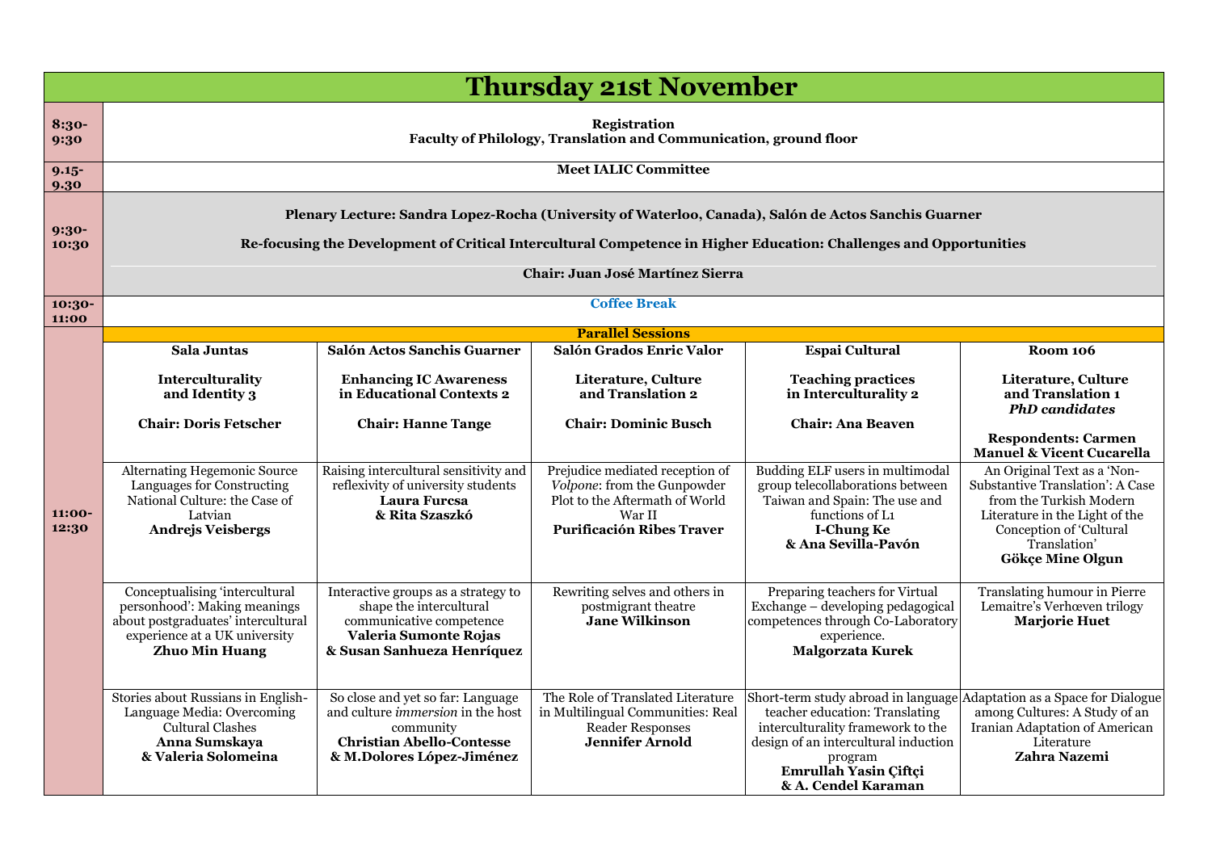# Thursday 21st November

| Time | | | | | |
|---|---|---|---|---|---|
| 8:30-9:30 | **Registration**<br>**Faculty of Philology, Translation and Communication, ground floor** | | | | |
| 9.15-9.30 | **Meet IALIC Committee** | | | | |
| 9:30-10:30 | **Plenary Lecture: Sandra Lopez-Rocha (University of Waterloo, Canada), Salón de Actos Sanchis Guarner**<br>**Re-focusing the Development of Critical Intercultural Competence in Higher Education: Challenges and Opportunities**<br>**Chair: Juan José Martínez Sierra** | | | | |
| 10:30-11:00 | **Coffee Break** | | | | |
| | **Parallel Sessions** | | | | |
| 11:00-12:30 | **Sala Juntas**<br>**Interculturality and Identity 3**<br>**Chair: Doris Fetscher** | **Salón Actos Sanchis Guarner**<br>**Enhancing IC Awareness in Educational Contexts 2**<br>**Chair: Hanne Tange** | **Salón Grados Enric Valor**<br>**Literature, Culture and Translation 2**<br>**Chair: Dominic Busch** | **Espai Cultural**<br>**Teaching practices in Interculturality 2**<br>**Chair: Ana Beaven** | **Room 106**<br>**Literature, Culture and Translation 1**<br>***PhD candidates***<br>**Respondents: Carmen Manuel & Vicent Cucarella** |
| | Alternating Hegemonic Source Languages for Constructing National Culture: the Case of Latvian<br>**Andrejs Veisbergs** | Raising intercultural sensitivity and reflexivity of university students<br>**Laura Furcsa & Rita Szaszkó** | Prejudice mediated reception of *Volpone*: from the Gunpowder Plot to the Aftermath of World War II<br>**Purificación Ribes Traver** | Budding ELF users in multimodal group telecollaborations between Taiwan and Spain: The use and functions of L1<br>**I-Chung Ke & Ana Sevilla-Pavón** | An Original Text as a 'Non-Substantive Translation': A Case from the Turkish Modern Literature in the Light of the Conception of 'Cultural Translation'<br>**Gökçe Mine Olgun** |
| | Conceptualising 'intercultural personhood': Making meanings about postgraduates' intercultural experience at a UK university<br>**Zhuo Min Huang** | Interactive groups as a strategy to shape the intercultural communicative competence<br>**Valeria Sumonte Rojas & Susan Sanhueza Henríquez** | Rewriting selves and others in postmigrant theatre<br>**Jane Wilkinson** | Preparing teachers for Virtual Exchange – developing pedagogical competences through Co-Laboratory experience.<br>**Malgorzata Kurek** | Translating humour in Pierre Lemaitre's Verhœven trilogy<br>**Marjorie Huet** |
| | Stories about Russians in English-Language Media: Overcoming Cultural Clashes<br>**Anna Sumskaya & Valeria Solomeina** | So close and yet so far: Language and culture *immersion* in the host community<br>**Christian Abello-Contesse & M.Dolores López-Jiménez** | The Role of Translated Literature in Multilingual Communities: Real Reader Responses<br>**Jennifer Arnold** | Short-term study abroad in language teacher education: Translating interculturality framework to the design of an intercultural induction program<br>**Emrullah Yasin Çiftçi & A. Cendel Karaman** | Adaptation as a Space for Dialogue among Cultures: A Study of an Iranian Adaptation of American Literature<br>**Zahra Nazemi** |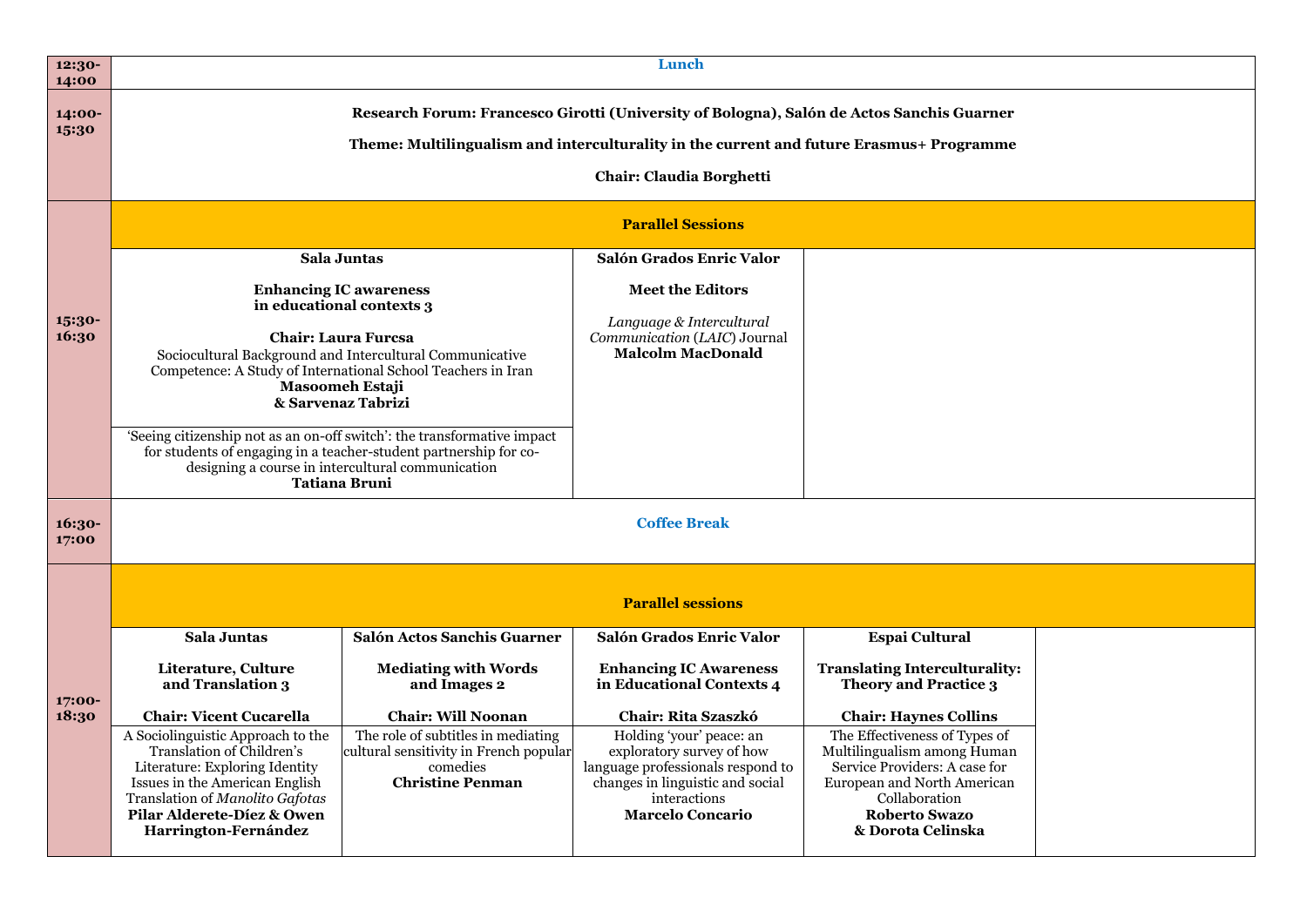| Time | | | | | |
|---|---|---|---|---|---|
| **12:30-14:00** | **Lunch** | | | | |
| **14:00-15:30** | **Research Forum: Francesco Girotti (University of Bologna), Salón de Actos Sanchis Guarner**<br><br>**Theme: Multilingualism and interculturality in the current and future Erasmus+ Programme**<br><br>**Chair: Claudia Borghetti** | | | | |
| **15:30-16:30** | **Parallel Sessions** | | | | |
| | **Sala Juntas**<br><br>**Enhancing IC awareness in educational contexts 3**<br><br>**Chair: Laura Furcsa**<br>Sociocultural Background and Intercultural Communicative Competence: A Study of International School Teachers in Iran<br>**Masoomeh Estaji & Sarvenaz Tabrizi**<br><br>'Seeing citizenship not as an on-off switch': the transformative impact for students of engaging in a teacher-student partnership for co-designing a course in intercultural communication<br>**Tatiana Bruni** | | **Salón Grados Enric Valor**<br><br>**Meet the Editors**<br><br>*Language & Intercultural Communication* (*LAIC*) Journal<br>**Malcolm MacDonald** | | |
| **16:30-17:00** | **Coffee Break** | | | | |
| **17:00-18:30** | **Parallel sessions** | | | | |
| | **Sala Juntas**<br><br>**Literature, Culture and Translation 3**<br><br>**Chair: Vicent Cucarella**<br>A Sociolinguistic Approach to the Translation of Children's Literature: Exploring Identity Issues in the American English Translation of *Manolito Gafotas*<br>**Pilar Alderete-Díez & Owen Harrington-Fernández** | **Salón Actos Sanchis Guarner**<br><br>**Mediating with Words and Images 2**<br><br>**Chair: Will Noonan**<br>The role of subtitles in mediating cultural sensitivity in French popular comedies<br>**Christine Penman** | **Salón Grados Enric Valor**<br><br>**Enhancing IC Awareness in Educational Contexts 4**<br><br>**Chair: Rita Szaszkó**<br>Holding 'your' peace: an exploratory survey of how language professionals respond to changes in linguistic and social interactions<br>**Marcelo Concario** | **Espai Cultural**<br><br>**Translating Interculturality: Theory and Practice 3**<br><br>**Chair: Haynes Collins**<br>The Effectiveness of Types of Multilingualism among Human Service Providers: A case for European and North American Collaboration<br>**Roberto Swazo & Dorota Celinska** | |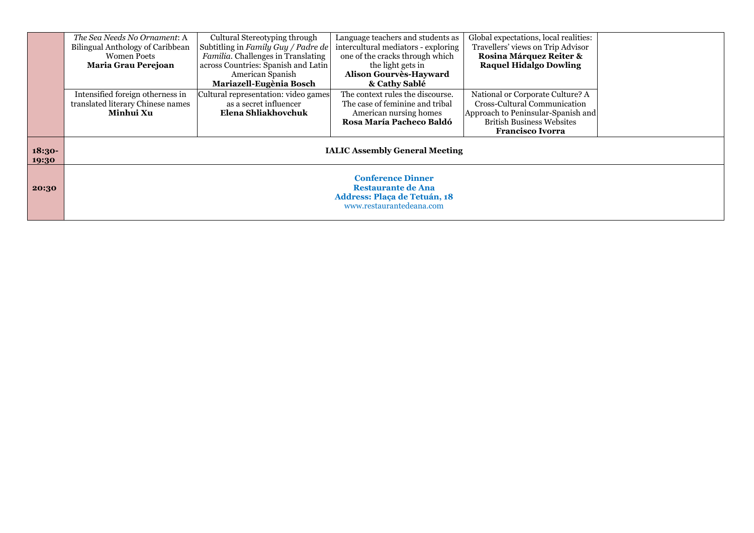| | | | | | |
|---|---|---|---|---|---|
| | *The Sea Needs No Ornament*: A Bilingual Anthology of Caribbean Women Poets **Maria Grau Perejoan** | Cultural Stereotyping through Subtitling in *Family Guy / Padre de Familia*. Challenges in Translating across Countries: Spanish and Latin American Spanish **Mariazell-Eugènia Bosch** | Language teachers and students as intercultural mediators - exploring one of the cracks through which the light gets in **Alison Gourvès-Hayward & Cathy Sablé** | Global expectations, local realities: Travellers' views on Trip Advisor **Rosina Márquez Reiter & Raquel Hidalgo Dowling** | |
| | Intensified foreign otherness in translated literary Chinese names **Minhui Xu** | Cultural representation: video games as a secret influencer **Elena Shliakhovchuk** | The context rules the discourse. The case of feminine and tribal American nursing homes **Rosa María Pacheco Baldó** | National or Corporate Culture? A Cross-Cultural Communication Approach to Peninsular-Spanish and British Business Websites **Francisco Ivorra** | |
| **18:30-19:30** | **IALIC Assembly General Meeting** | | | | |
| **20:30** | **Conference Dinner** **Restaurante de Ana** **Address: Plaça de Tetuán, 18** www.restaurantedeana.com | | | | |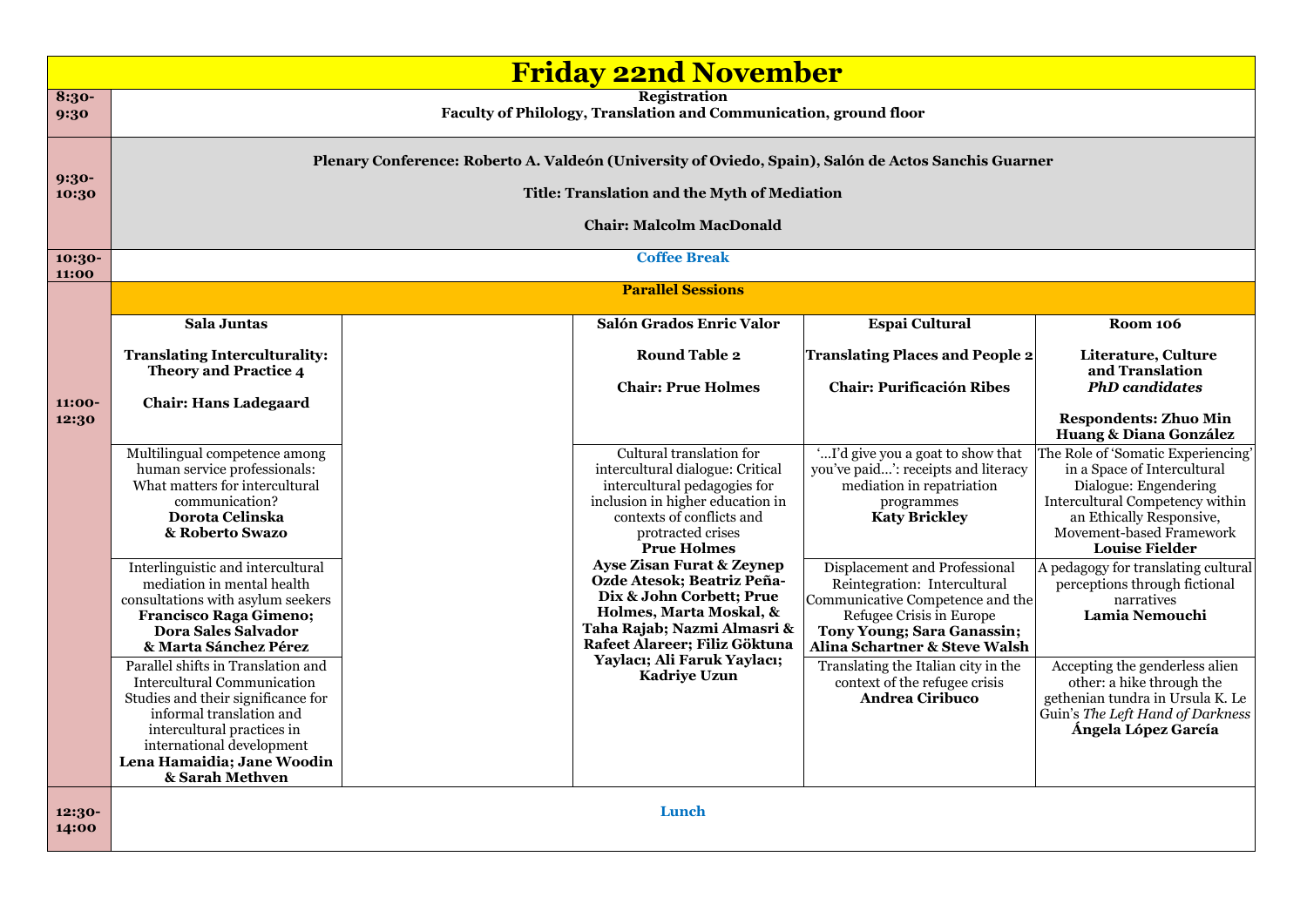# Friday 22nd November

| Time | | | | | |
|---|---|---|---|---|---|
| **8:30-9:30** | **Registration**<br>**Faculty of Philology, Translation and Communication, ground floor** | | | | |
| **9:30-10:30** | **Plenary Conference: Roberto A. Valdeón (University of Oviedo, Spain), Salón de Actos Sanchis Guarner**<br>**Title: Translation and the Myth of Mediation**<br>**Chair: Malcolm MacDonald** | | | | |
| **10:30-11:00** | **Coffee Break** | | | | |
| **11:00-12:30** | **Parallel Sessions** | | | | |
| | **Sala Juntas**<br>**Translating Interculturality: Theory and Practice 4**<br>**Chair: Hans Ladegaard** | | **Salón Grados Enric Valor**<br>**Round Table 2**<br>**Chair: Prue Holmes** | **Espai Cultural**<br>**Translating Places and People 2**<br>**Chair: Purificación Ribes** | **Room 106**<br>**Literature, Culture and Translation**<br>***PhD candidates***<br>**Respondents: Zhuo Min Huang & Diana González** |
| | Multilingual competence among human service professionals: What matters for intercultural communication?<br>**Dorota Celinska & Roberto Swazo** | | Cultural translation for intercultural dialogue: Critical intercultural pedagogies for inclusion in higher education in contexts of conflicts and protracted crises<br>**Prue Holmes**<br>**Ayse Zisan Furat & Zeynep Ozde Atesok; Beatriz Peña-Dix & John Corbett; Prue Holmes, Marta Moskal, & Taha Rajab; Nazmi Almasri & Rafeet Alareer; Filiz Göktuna Yaylacı; Ali Faruk Yaylacı; Kadriye Uzun** | '…I'd give you a goat to show that you've paid…': receipts and literacy mediation in repatriation programmes<br>**Katy Brickley** | The Role of 'Somatic Experiencing' in a Space of Intercultural Dialogue: Engendering Intercultural Competency within an Ethically Responsive, Movement-based Framework<br>**Louise Fielder** |
| | Interlinguistic and intercultural mediation in mental health consultations with asylum seekers<br>**Francisco Raga Gimeno; Dora Sales Salvador & Marta Sánchez Pérez** | | | Displacement and Professional Reintegration: Intercultural Communicative Competence and the Refugee Crisis in Europe<br>**Tony Young; Sara Ganassin; Alina Schartner & Steve Walsh** | A pedagogy for translating cultural perceptions through fictional narratives<br>**Lamia Nemouchi** |
| | Parallel shifts in Translation and Intercultural Communication Studies and their significance for informal translation and intercultural practices in international development<br>**Lena Hamaidia; Jane Woodin & Sarah Methven** | | | Translating the Italian city in the context of the refugee crisis<br>**Andrea Ciribuco** | Accepting the genderless alien other: a hike through the gethenian tundra in Ursula K. Le Guin's *The Left Hand of Darkness*<br>**Ángela López García** |
| **12:30-14:00** | **Lunch** | | | | |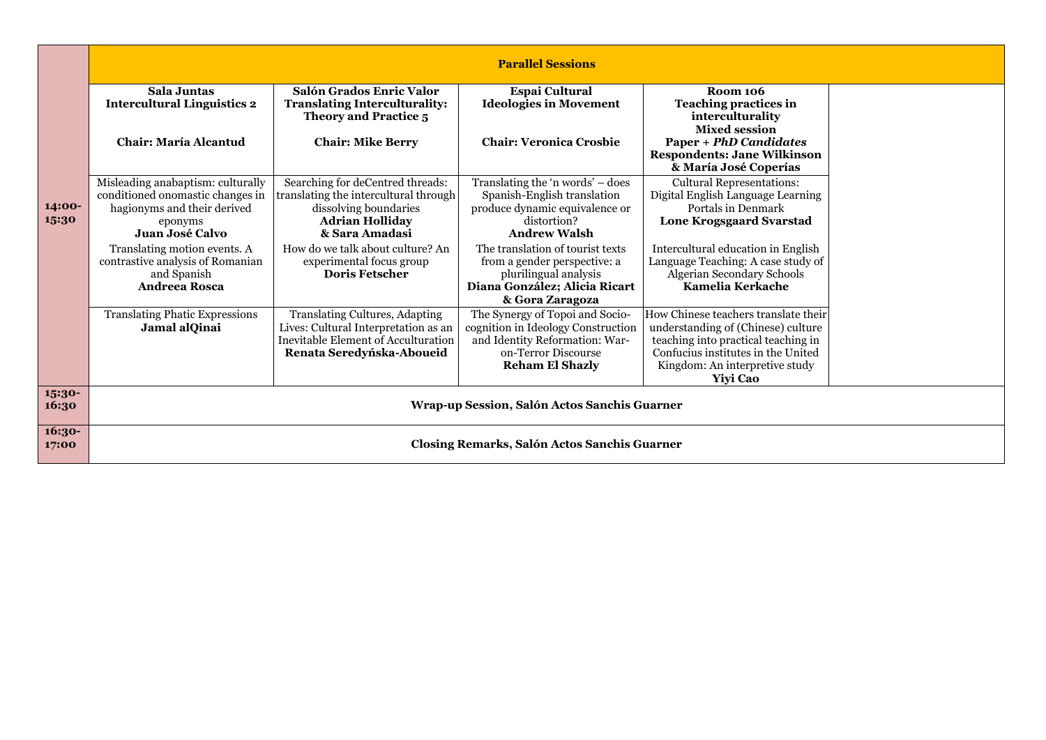| | Parallel Sessions | | | | |
|---|---|---|---|---|---|
| | **Sala Juntas**<br>**Intercultural Linguistics 2**<br><br>**Chair: María Alcantud** | **Salón Grados Enric Valor**<br>**Translating Interculturality: Theory and Practice 5**<br><br>**Chair: Mike Berry** | **Espai Cultural**<br>**Ideologies in Movement**<br><br>**Chair: Veronica Crosbie** | **Room 106**<br>**Teaching practices in interculturality**<br>**Mixed session**<br>**Paper + *PhD Candidates***<br>**Respondents: Jane Wilkinson & María José Coperías** | |
| **14:00-15:30** | Misleading anabaptism: culturally conditioned onomastic changes in hagionyms and their derived eponyms<br>**Juan José Calvo**<br><br>Translating motion events. A contrastive analysis of Romanian and Spanish<br>**Andreea Rosca** | Searching for deCentred threads: translating the intercultural through dissolving boundaries<br>**Adrian Holliday & Sara Amadasi**<br><br>How do we talk about culture? An experimental focus group<br>**Doris Fetscher** | Translating the 'n words' – does Spanish-English translation produce dynamic equivalence or distortion?<br>**Andrew Walsh**<br><br>The translation of tourist texts from a gender perspective: a plurilingual analysis<br>**Diana González; Alicia Ricart & Gora Zaragoza** | Cultural Representations: Digital English Language Learning Portals in Denmark<br>**Lone Krogsgaard Svarstad**<br><br>Intercultural education in English Language Teaching: A case study of Algerian Secondary Schools<br>**Kamelia Kerkache** | |
| | Translating Phatic Expressions<br>**Jamal alQinai** | Translating Cultures, Adapting Lives: Cultural Interpretation as an Inevitable Element of Acculturation<br>**Renata Seredyńska-Aboueid** | The Synergy of Topoi and Socio-cognition in Ideology Construction and Identity Reformation: War-on-Terror Discourse<br>**Reham El Shazly** | How Chinese teachers translate their understanding of (Chinese) culture teaching into practical teaching in Confucius institutes in the United Kingdom: An interpretive study<br>**Yiyi Cao** | |
| **15:30-16:30** | **Wrap-up Session, Salón Actos Sanchis Guarner** | | | | |
| **16:30-17:00** | **Closing Remarks, Salón Actos Sanchis Guarner** | | | | |